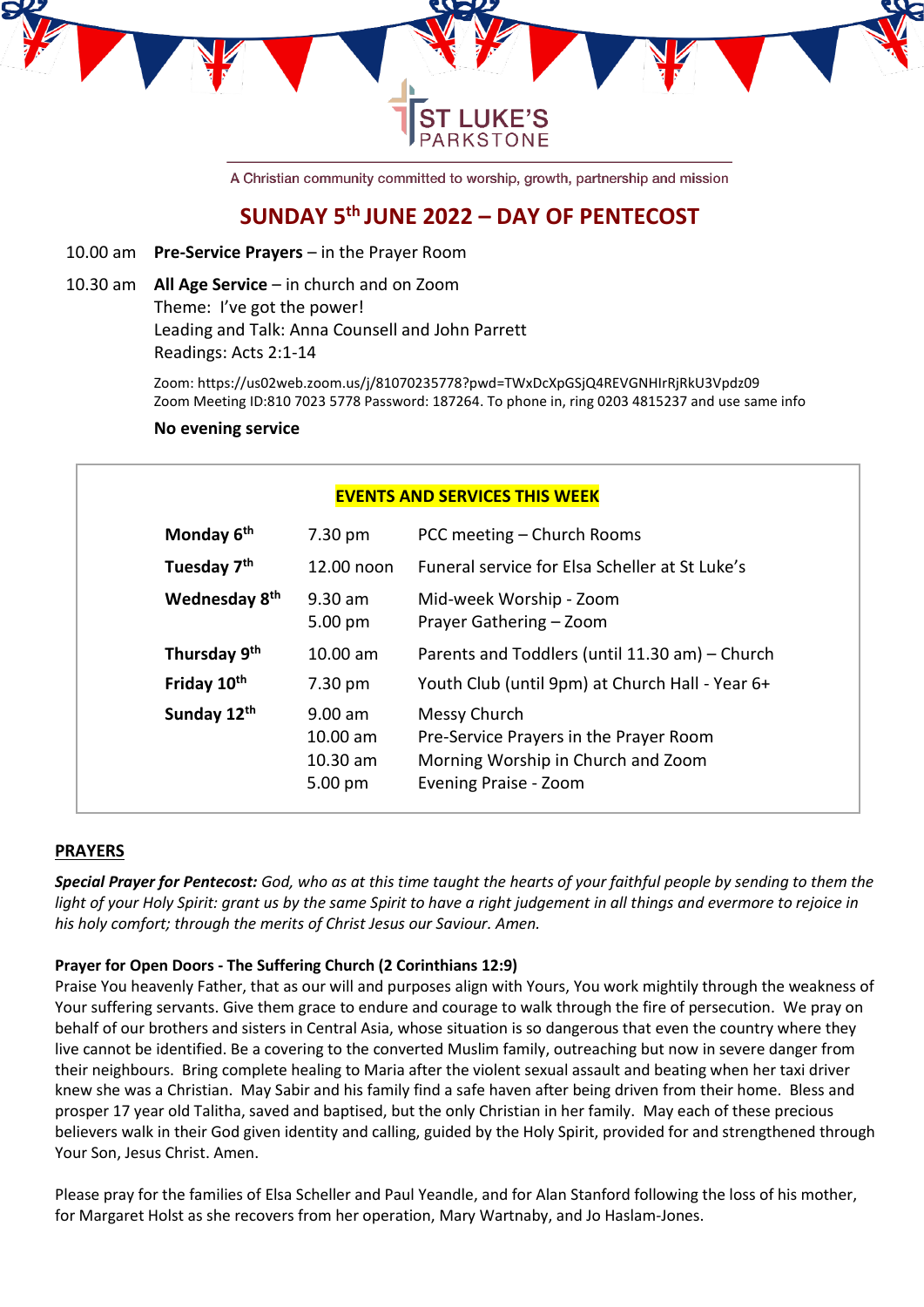ST LUKE'S PARKSTONE

A Christian community committed to worship, growth, partnership and mission

# SUNDAY 5th JUNE 2022 – DAY OF PENTECOST

10.00 am **Pre-Service Prayers** – in the Prayer Room

10.30 am **All Age Service** – in church and on Zoom
Theme: I've got the power!
Leading and Talk: Anna Counsell and John Parrett
Readings: Acts 2:1-14

Zoom: https://us02web.zoom.us/j/81070235778?pwd=TWxDcXpGSjQ4REVGNHIrRjRkU3Vpdz09
Zoom Meeting ID:810 7023 5778 Password: 187264. To phone in, ring 0203 4815237 and use same info

**No evening service**

## EVENTS AND SERVICES THIS WEEK

| | | |
|---|---|---|
| **Monday 6th** | 7.30 pm | PCC meeting – Church Rooms |
| **Tuesday 7th** | 12.00 noon | Funeral service for Elsa Scheller at St Luke's |
| **Wednesday 8th** | 9.30 am<br>5.00 pm | Mid-week Worship - Zoom<br>Prayer Gathering – Zoom |
| **Thursday 9th** | 10.00 am | Parents and Toddlers (until 11.30 am) – Church |
| **Friday 10th** | 7.30 pm | Youth Club (until 9pm) at Church Hall - Year 6+ |
| **Sunday 12th** | 9.00 am<br>10.00 am<br>10.30 am<br>5.00 pm | Messy Church<br>Pre-Service Prayers in the Prayer Room<br>Morning Worship in Church and Zoom<br>Evening Praise - Zoom |

## PRAYERS

***Special Prayer for Pentecost:*** *God, who as at this time taught the hearts of your faithful people by sending to them the light of your Holy Spirit: grant us by the same Spirit to have a right judgement in all things and evermore to rejoice in his holy comfort; through the merits of Christ Jesus our Saviour. Amen.*

**Prayer for Open Doors - The Suffering Church (2 Corinthians 12:9)**

Praise You heavenly Father, that as our will and purposes align with Yours, You work mightily through the weakness of Your suffering servants. Give them grace to endure and courage to walk through the fire of persecution. We pray on behalf of our brothers and sisters in Central Asia, whose situation is so dangerous that even the country where they live cannot be identified. Be a covering to the converted Muslim family, outreaching but now in severe danger from their neighbours. Bring complete healing to Maria after the violent sexual assault and beating when her taxi driver knew she was a Christian. May Sabir and his family find a safe haven after being driven from their home. Bless and prosper 17 year old Talitha, saved and baptised, but the only Christian in her family. May each of these precious believers walk in their God given identity and calling, guided by the Holy Spirit, provided for and strengthened through Your Son, Jesus Christ. Amen.

Please pray for the families of Elsa Scheller and Paul Yeandle, and for Alan Stanford following the loss of his mother, for Margaret Holst as she recovers from her operation, Mary Wartnaby, and Jo Haslam-Jones.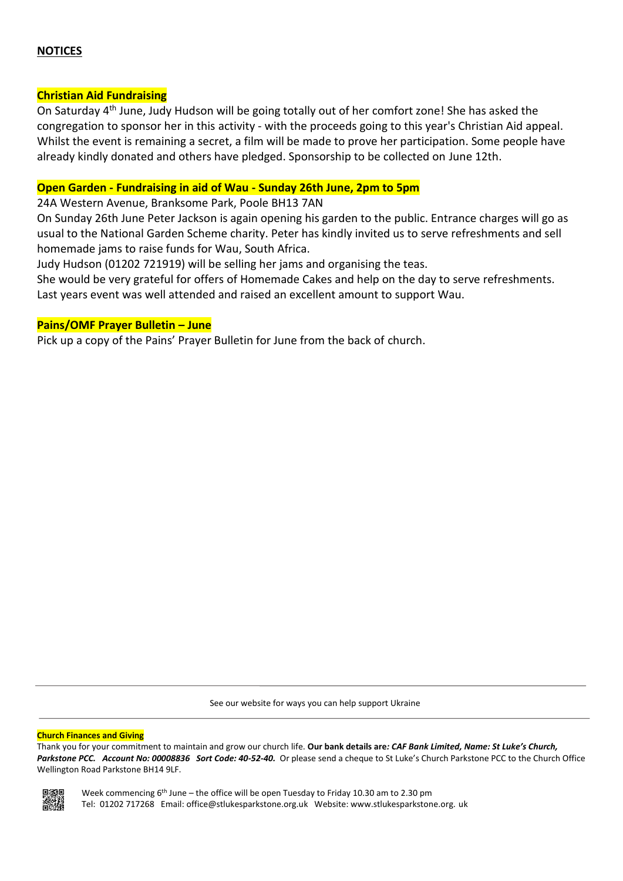**NOTICES**

**Christian Aid Fundraising**

On Saturday 4th June, Judy Hudson will be going totally out of her comfort zone! She has asked the congregation to sponsor her in this activity - with the proceeds going to this year's Christian Aid appeal. Whilst the event is remaining a secret, a film will be made to prove her participation. Some people have already kindly donated and others have pledged. Sponsorship to be collected on June 12th.

**Open Garden - Fundraising in aid of Wau - Sunday 26th June, 2pm to 5pm**

24A Western Avenue, Branksome Park, Poole BH13 7AN

On Sunday 26th June Peter Jackson is again opening his garden to the public. Entrance charges will go as usual to the National Garden Scheme charity. Peter has kindly invited us to serve refreshments and sell homemade jams to raise funds for Wau, South Africa.

Judy Hudson (01202 721919) will be selling her jams and organising the teas.

She would be very grateful for offers of Homemade Cakes and help on the day to serve refreshments.

Last years event was well attended and raised an excellent amount to support Wau.

**Pains/OMF Prayer Bulletin – June**

Pick up a copy of the Pains' Prayer Bulletin for June from the back of church.

---

See our website for ways you can help support Ukraine

---

**Church Finances and Giving**

Thank you for your commitment to maintain and grow our church life. **Our bank details are*: CAF Bank Limited, Name: St Luke's Church, Parkstone PCC. Account No: 00008836 Sort Code: 40-52-40.*** Or please send a cheque to St Luke's Church Parkstone PCC to the Church Office Wellington Road Parkstone BH14 9LF.

Week commencing 6th June – the office will be open Tuesday to Friday 10.30 am to 2.30 pm

Tel: 01202 717268 Email: office@stlukesparkstone.org.uk Website: www.stlukesparkstone.org. uk